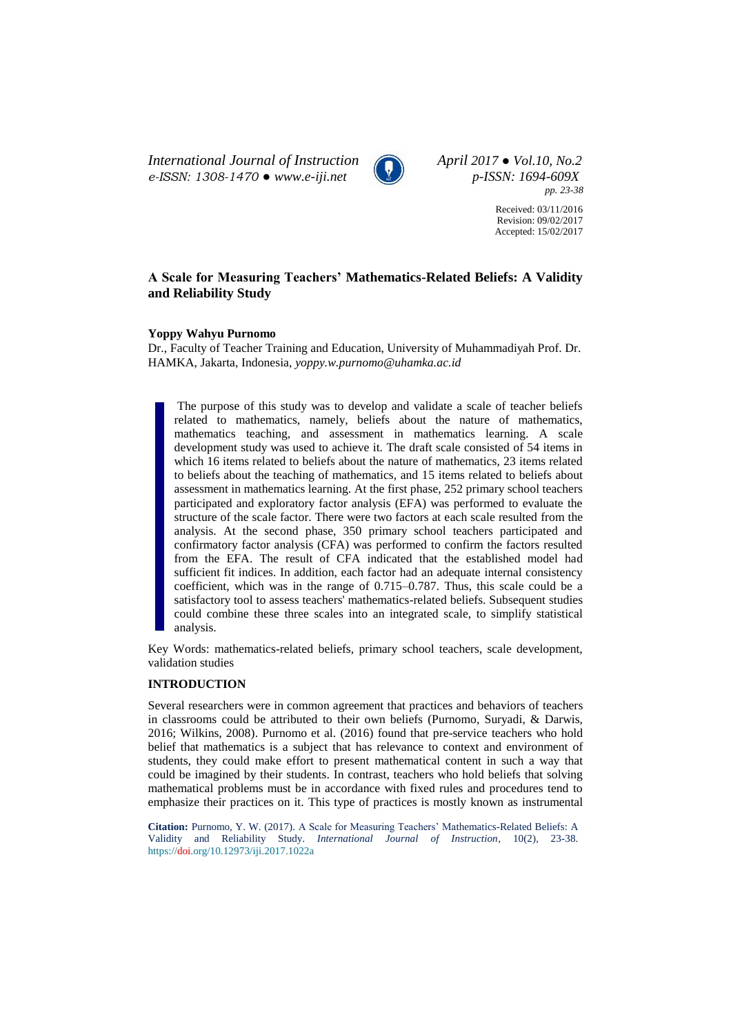# A Scale for Measuring Teachers' Mathematics-Related Beliefs: A Validity and Reliability Study

**Yoppy Wahyu Purnomo**
Dr., Faculty of Teacher Training and Education, University of Muhammadiyah Prof. Dr. HAMKA, Jakarta, Indonesia, *yoppy.w.purnomo@uhamka.ac.id*

Received: 03/11/2016
Revision: 09/02/2017
Accepted: 15/02/2017

The purpose of this study was to develop and validate a scale of teacher beliefs related to mathematics, namely, beliefs about the nature of mathematics, mathematics teaching, and assessment in mathematics learning. A scale development study was used to achieve it. The draft scale consisted of 54 items in which 16 items related to beliefs about the nature of mathematics, 23 items related to beliefs about the teaching of mathematics, and 15 items related to beliefs about assessment in mathematics learning. At the first phase, 252 primary school teachers participated and exploratory factor analysis (EFA) was performed to evaluate the structure of the scale factor. There were two factors at each scale resulted from the analysis. At the second phase, 350 primary school teachers participated and confirmatory factor analysis (CFA) was performed to confirm the factors resulted from the EFA. The result of CFA indicated that the established model had sufficient fit indices. In addition, each factor had an adequate internal consistency coefficient, which was in the range of 0.715–0.787. Thus, this scale could be a satisfactory tool to assess teachers' mathematics-related beliefs. Subsequent studies could combine these three scales into an integrated scale, to simplify statistical analysis.

Key Words: mathematics-related beliefs, primary school teachers, scale development, validation studies

## INTRODUCTION

Several researchers were in common agreement that practices and behaviors of teachers in classrooms could be attributed to their own beliefs (Purnomo, Suryadi, & Darwis, 2016; Wilkins, 2008). Purnomo et al. (2016) found that pre-service teachers who hold belief that mathematics is a subject that has relevance to context and environment of students, they could make effort to present mathematical content in such a way that could be imagined by their students. In contrast, teachers who hold beliefs that solving mathematical problems must be in accordance with fixed rules and procedures tend to emphasize their practices on it. This type of practices is mostly known as instrumental

**Citation:** Purnomo, Y. W. (2017). A Scale for Measuring Teachers' Mathematics-Related Beliefs: A Validity and Reliability Study. *International Journal of Instruction*, 10(2), 23-38. https://doi.org/10.12973/iji.2017.1022a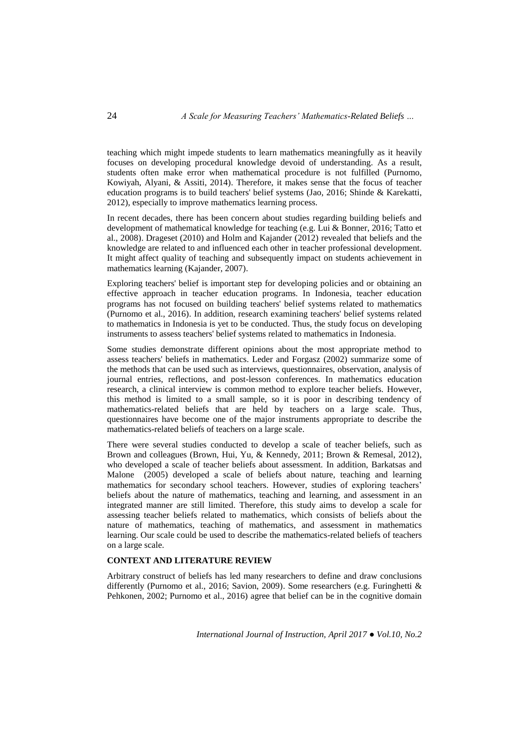teaching which might impede students to learn mathematics meaningfully as it heavily focuses on developing procedural knowledge devoid of understanding. As a result, students often make error when mathematical procedure is not fulfilled (Purnomo, Kowiyah, Alyani, & Assiti, 2014). Therefore, it makes sense that the focus of teacher education programs is to build teachers' belief systems (Jao, 2016; Shinde & Karekatti, 2012), especially to improve mathematics learning process.

In recent decades, there has been concern about studies regarding building beliefs and development of mathematical knowledge for teaching (e.g. Lui & Bonner, 2016; Tatto et al., 2008). Drageset (2010) and Holm and Kajander (2012) revealed that beliefs and the knowledge are related to and influenced each other in teacher professional development. It might affect quality of teaching and subsequently impact on students achievement in mathematics learning (Kajander, 2007).

Exploring teachers' belief is important step for developing policies and or obtaining an effective approach in teacher education programs. In Indonesia, teacher education programs has not focused on building teachers' belief systems related to mathematics (Purnomo et al., 2016). In addition, research examining teachers' belief systems related to mathematics in Indonesia is yet to be conducted. Thus, the study focus on developing instruments to assess teachers' belief systems related to mathematics in Indonesia.

Some studies demonstrate different opinions about the most appropriate method to assess teachers' beliefs in mathematics. Leder and Forgasz (2002) summarize some of the methods that can be used such as interviews, questionnaires, observation, analysis of journal entries, reflections, and post-lesson conferences. In mathematics education research, a clinical interview is common method to explore teacher beliefs. However, this method is limited to a small sample, so it is poor in describing tendency of mathematics-related beliefs that are held by teachers on a large scale. Thus, questionnaires have become one of the major instruments appropriate to describe the mathematics-related beliefs of teachers on a large scale.

There were several studies conducted to develop a scale of teacher beliefs, such as Brown and colleagues (Brown, Hui, Yu, & Kennedy, 2011; Brown & Remesal, 2012), who developed a scale of teacher beliefs about assessment. In addition, Barkatsas and Malone (2005) developed a scale of beliefs about nature, teaching and learning mathematics for secondary school teachers. However, studies of exploring teachers' beliefs about the nature of mathematics, teaching and learning, and assessment in an integrated manner are still limited. Therefore, this study aims to develop a scale for assessing teacher beliefs related to mathematics, which consists of beliefs about the nature of mathematics, teaching of mathematics, and assessment in mathematics learning. Our scale could be used to describe the mathematics-related beliefs of teachers on a large scale.

## CONTEXT AND LITERATURE REVIEW

Arbitrary construct of beliefs has led many researchers to define and draw conclusions differently (Purnomo et al., 2016; Savion, 2009). Some researchers (e.g. Furinghetti & Pehkonen, 2002; Purnomo et al., 2016) agree that belief can be in the cognitive domain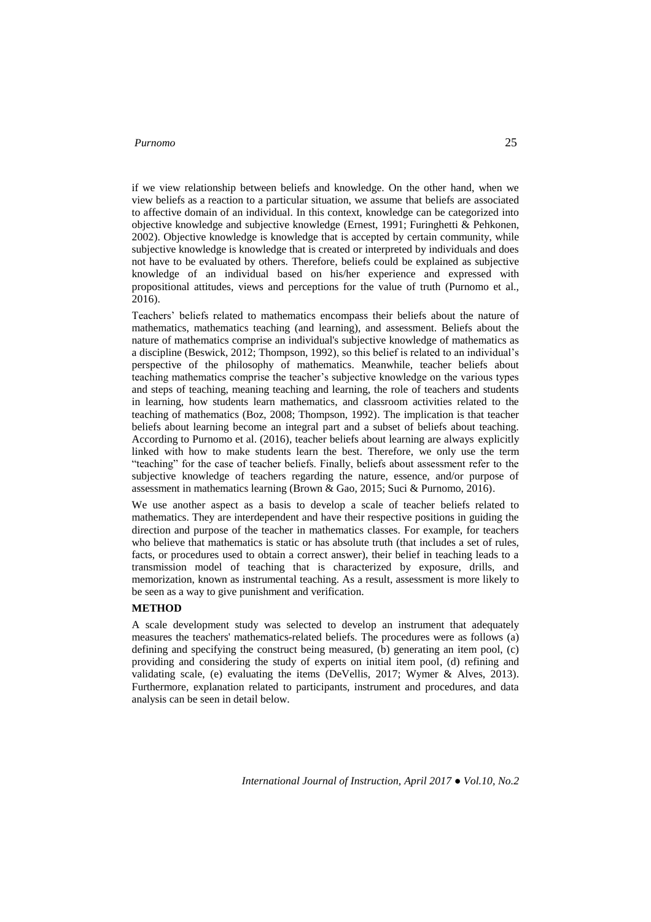if we view relationship between beliefs and knowledge. On the other hand, when we view beliefs as a reaction to a particular situation, we assume that beliefs are associated to affective domain of an individual. In this context, knowledge can be categorized into objective knowledge and subjective knowledge (Ernest, 1991; Furinghetti & Pehkonen, 2002). Objective knowledge is knowledge that is accepted by certain community, while subjective knowledge is knowledge that is created or interpreted by individuals and does not have to be evaluated by others. Therefore, beliefs could be explained as subjective knowledge of an individual based on his/her experience and expressed with propositional attitudes, views and perceptions for the value of truth (Purnomo et al., 2016).

Teachers' beliefs related to mathematics encompass their beliefs about the nature of mathematics, mathematics teaching (and learning), and assessment. Beliefs about the nature of mathematics comprise an individual's subjective knowledge of mathematics as a discipline (Beswick, 2012; Thompson, 1992), so this belief is related to an individual's perspective of the philosophy of mathematics. Meanwhile, teacher beliefs about teaching mathematics comprise the teacher's subjective knowledge on the various types and steps of teaching, meaning teaching and learning, the role of teachers and students in learning, how students learn mathematics, and classroom activities related to the teaching of mathematics (Boz, 2008; Thompson, 1992). The implication is that teacher beliefs about learning become an integral part and a subset of beliefs about teaching. According to Purnomo et al. (2016), teacher beliefs about learning are always explicitly linked with how to make students learn the best. Therefore, we only use the term "teaching" for the case of teacher beliefs. Finally, beliefs about assessment refer to the subjective knowledge of teachers regarding the nature, essence, and/or purpose of assessment in mathematics learning (Brown & Gao, 2015; Suci & Purnomo, 2016).

We use another aspect as a basis to develop a scale of teacher beliefs related to mathematics. They are interdependent and have their respective positions in guiding the direction and purpose of the teacher in mathematics classes. For example, for teachers who believe that mathematics is static or has absolute truth (that includes a set of rules, facts, or procedures used to obtain a correct answer), their belief in teaching leads to a transmission model of teaching that is characterized by exposure, drills, and memorization, known as instrumental teaching. As a result, assessment is more likely to be seen as a way to give punishment and verification.

## METHOD

A scale development study was selected to develop an instrument that adequately measures the teachers' mathematics-related beliefs. The procedures were as follows (a) defining and specifying the construct being measured, (b) generating an item pool, (c) providing and considering the study of experts on initial item pool, (d) refining and validating scale, (e) evaluating the items (DeVellis, 2017; Wymer & Alves, 2013). Furthermore, explanation related to participants, instrument and procedures, and data analysis can be seen in detail below.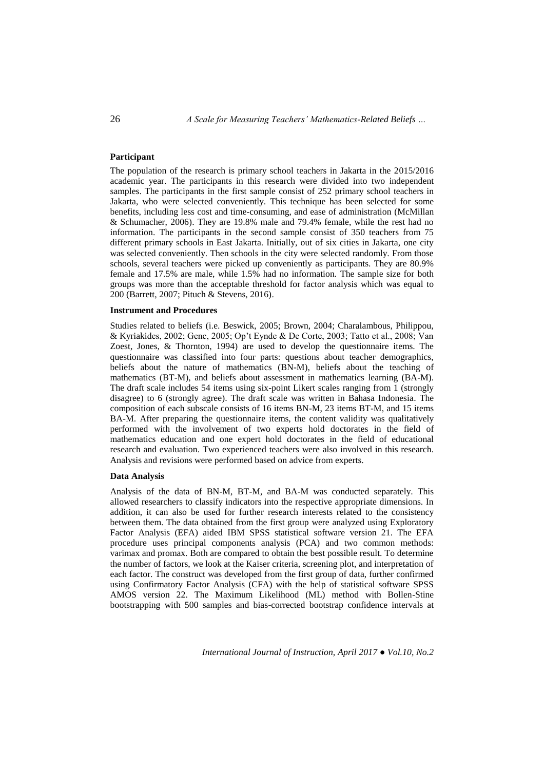**Participant**

The population of the research is primary school teachers in Jakarta in the 2015/2016 academic year. The participants in this research were divided into two independent samples. The participants in the first sample consist of 252 primary school teachers in Jakarta, who were selected conveniently. This technique has been selected for some benefits, including less cost and time-consuming, and ease of administration (McMillan & Schumacher, 2006). They are 19.8% male and 79.4% female, while the rest had no information. The participants in the second sample consist of 350 teachers from 75 different primary schools in East Jakarta. Initially, out of six cities in Jakarta, one city was selected conveniently. Then schools in the city were selected randomly. From those schools, several teachers were picked up conveniently as participants. They are 80.9% female and 17.5% are male, while 1.5% had no information. The sample size for both groups was more than the acceptable threshold for factor analysis which was equal to 200 (Barrett, 2007; Pituch & Stevens, 2016).

**Instrument and Procedures**

Studies related to beliefs (i.e. Beswick, 2005; Brown, 2004; Charalambous, Philippou, & Kyriakides, 2002; Genc, 2005; Op't Eynde & De Corte, 2003; Tatto et al., 2008; Van Zoest, Jones, & Thornton, 1994) are used to develop the questionnaire items. The questionnaire was classified into four parts: questions about teacher demographics, beliefs about the nature of mathematics (BN-M), beliefs about the teaching of mathematics (BT-M), and beliefs about assessment in mathematics learning (BA-M). The draft scale includes 54 items using six-point Likert scales ranging from 1 (strongly disagree) to 6 (strongly agree). The draft scale was written in Bahasa Indonesia. The composition of each subscale consists of 16 items BN-M, 23 items BT-M, and 15 items BA-M. After preparing the questionnaire items, the content validity was qualitatively performed with the involvement of two experts hold doctorates in the field of mathematics education and one expert hold doctorates in the field of educational research and evaluation. Two experienced teachers were also involved in this research. Analysis and revisions were performed based on advice from experts.

**Data Analysis**

Analysis of the data of BN-M, BT-M, and BA-M was conducted separately. This allowed researchers to classify indicators into the respective appropriate dimensions. In addition, it can also be used for further research interests related to the consistency between them. The data obtained from the first group were analyzed using Exploratory Factor Analysis (EFA) aided IBM SPSS statistical software version 21. The EFA procedure uses principal components analysis (PCA) and two common methods: varimax and promax. Both are compared to obtain the best possible result. To determine the number of factors, we look at the Kaiser criteria, screening plot, and interpretation of each factor. The construct was developed from the first group of data, further confirmed using Confirmatory Factor Analysis (CFA) with the help of statistical software SPSS AMOS version 22. The Maximum Likelihood (ML) method with Bollen-Stine bootstrapping with 500 samples and bias-corrected bootstrap confidence intervals at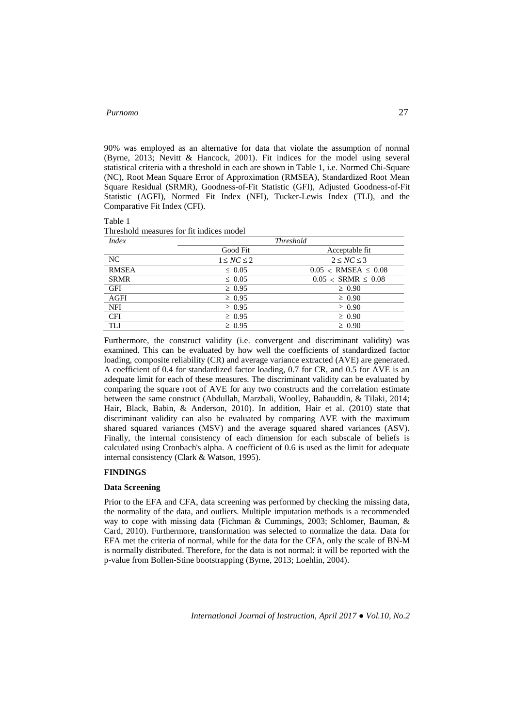90% was employed as an alternative for data that violate the assumption of normal (Byrne, 2013; Nevitt & Hancock, 2001). Fit indices for the model using several statistical criteria with a threshold in each are shown in Table 1, i.e. Normed Chi-Square (NC), Root Mean Square Error of Approximation (RMSEA), Standardized Root Mean Square Residual (SRMR), Goodness-of-Fit Statistic (GFI), Adjusted Goodness-of-Fit Statistic (AGFI), Normed Fit Index (NFI), Tucker-Lewis Index (TLI), and the Comparative Fit Index (CFI).

Table 1

Threshold measures for fit indices model

| *Index* | *Threshold* | |
|---|---|---|
| | Good Fit | Acceptable fit |
| NC | $1 \leq NC \leq 2$ | $2 \leq NC \leq 3$ |
| RMSEA | $\leq 0.05$ | $0.05 < \text{RMSEA} \leq 0.08$ |
| SRMR | $\leq 0.05$ | $0.05 < \text{SRMR} \leq 0.08$ |
| GFI | $\geq 0.95$ | $\geq 0.90$ |
| AGFI | $\geq 0.95$ | $\geq 0.90$ |
| NFI | $\geq 0.95$ | $\geq 0.90$ |
| CFI | $\geq 0.95$ | $\geq 0.90$ |
| TLI | $\geq 0.95$ | $\geq 0.90$ |

Furthermore, the construct validity (i.e. convergent and discriminant validity) was examined. This can be evaluated by how well the coefficients of standardized factor loading, composite reliability (CR) and average variance extracted (AVE) are generated. A coefficient of 0.4 for standardized factor loading, 0.7 for CR, and 0.5 for AVE is an adequate limit for each of these measures. The discriminant validity can be evaluated by comparing the square root of AVE for any two constructs and the correlation estimate between the same construct (Abdullah, Marzbali, Woolley, Bahauddin, & Tilaki, 2014; Hair, Black, Babin, & Anderson, 2010). In addition, Hair et al. (2010) state that discriminant validity can also be evaluated by comparing AVE with the maximum shared squared variances (MSV) and the average squared shared variances (ASV). Finally, the internal consistency of each dimension for each subscale of beliefs is calculated using Cronbach's alpha. A coefficient of 0.6 is used as the limit for adequate internal consistency (Clark & Watson, 1995).

## FINDINGS

### Data Screening

Prior to the EFA and CFA, data screening was performed by checking the missing data, the normality of the data, and outliers. Multiple imputation methods is a recommended way to cope with missing data (Fichman & Cummings, 2003; Schlomer, Bauman, & Card, 2010). Furthermore, transformation was selected to normalize the data. Data for EFA met the criteria of normal, while for the data for the CFA, only the scale of BN-M is normally distributed. Therefore, for the data is not normal: it will be reported with the p-value from Bollen-Stine bootstrapping (Byrne, 2013; Loehlin, 2004).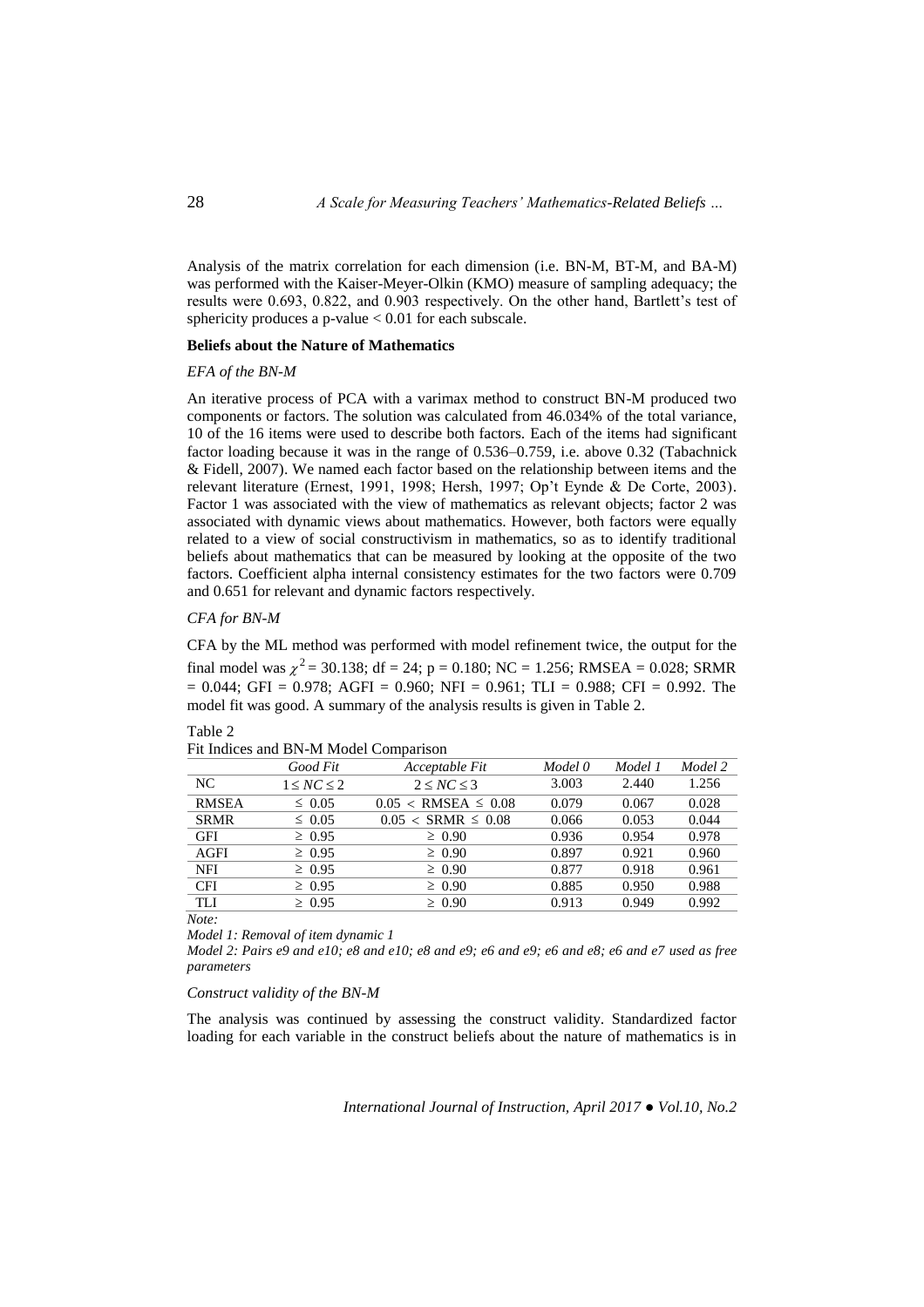Analysis of the matrix correlation for each dimension (i.e. BN-M, BT-M, and BA-M) was performed with the Kaiser-Meyer-Olkin (KMO) measure of sampling adequacy; the results were 0.693, 0.822, and 0.903 respectively. On the other hand, Bartlett's test of sphericity produces a p-value < 0.01 for each subscale.

**Beliefs about the Nature of Mathematics**

*EFA of the BN-M*

An iterative process of PCA with a varimax method to construct BN-M produced two components or factors. The solution was calculated from 46.034% of the total variance, 10 of the 16 items were used to describe both factors. Each of the items had significant factor loading because it was in the range of 0.536–0.759, i.e. above 0.32 (Tabachnick & Fidell, 2007). We named each factor based on the relationship between items and the relevant literature (Ernest, 1991, 1998; Hersh, 1997; Op't Eynde & De Corte, 2003). Factor 1 was associated with the view of mathematics as relevant objects; factor 2 was associated with dynamic views about mathematics. However, both factors were equally related to a view of social constructivism in mathematics, so as to identify traditional beliefs about mathematics that can be measured by looking at the opposite of the two factors. Coefficient alpha internal consistency estimates for the two factors were 0.709 and 0.651 for relevant and dynamic factors respectively.

*CFA for BN-M*

CFA by the ML method was performed with model refinement twice, the output for the final model was $\chi^2 = 30.138$; df = 24; p = 0.180; NC = 1.256; RMSEA = 0.028; SRMR = 0.044; GFI = 0.978; AGFI = 0.960; NFI = 0.961; TLI = 0.988; CFI = 0.992. The model fit was good. A summary of the analysis results is given in Table 2.

Table 2
Fit Indices and BN-M Model Comparison

| | *Good Fit* | *Acceptable Fit* | *Model 0* | *Model 1* | *Model 2* |
|---|---|---|---|---|---|
| NC | $1 \leq NC \leq 2$ | $2 \leq NC \leq 3$ | 3.003 | 2.440 | 1.256 |
| RMSEA | $\leq 0.05$ | $0.05 < \text{RMSEA} \leq 0.08$ | 0.079 | 0.067 | 0.028 |
| SRMR | $\leq 0.05$ | $0.05 < \text{SRMR} \leq 0.08$ | 0.066 | 0.053 | 0.044 |
| GFI | $\geq 0.95$ | $\geq 0.90$ | 0.936 | 0.954 | 0.978 |
| AGFI | $\geq 0.95$ | $\geq 0.90$ | 0.897 | 0.921 | 0.960 |
| NFI | $\geq 0.95$ | $\geq 0.90$ | 0.877 | 0.918 | 0.961 |
| CFI | $\geq 0.95$ | $\geq 0.90$ | 0.885 | 0.950 | 0.988 |
| TLI | $\geq 0.95$ | $\geq 0.90$ | 0.913 | 0.949 | 0.992 |

*Note:*
*Model 1: Removal of item dynamic 1*
*Model 2: Pairs e9 and e10; e8 and e10; e8 and e9; e6 and e9; e6 and e8; e6 and e7 used as free parameters*

*Construct validity of the BN-M*

The analysis was continued by assessing the construct validity. Standardized factor loading for each variable in the construct beliefs about the nature of mathematics is in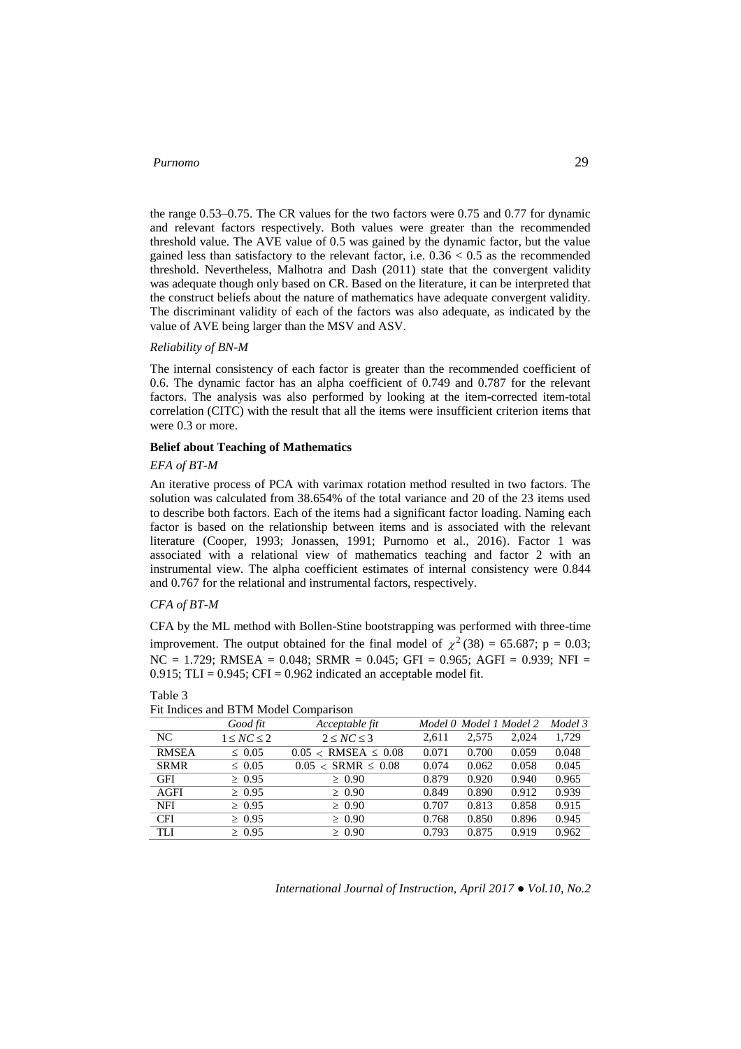the range 0.53–0.75. The CR values for the two factors were 0.75 and 0.77 for dynamic and relevant factors respectively. Both values were greater than the recommended threshold value. The AVE value of 0.5 was gained by the dynamic factor, but the value gained less than satisfactory to the relevant factor, i.e. $0.36 < 0.5$ as the recommended threshold. Nevertheless, Malhotra and Dash (2011) state that the convergent validity was adequate though only based on CR. Based on the literature, it can be interpreted that the construct beliefs about the nature of mathematics have adequate convergent validity. The discriminant validity of each of the factors was also adequate, as indicated by the value of AVE being larger than the MSV and ASV.

*Reliability of BN-M*

The internal consistency of each factor is greater than the recommended coefficient of 0.6. The dynamic factor has an alpha coefficient of 0.749 and 0.787 for the relevant factors. The analysis was also performed by looking at the item-corrected item-total correlation (CITC) with the result that all the items were insufficient criterion items that were 0.3 or more.

**Belief about Teaching of Mathematics**

*EFA of BT-M*

An iterative process of PCA with varimax rotation method resulted in two factors. The solution was calculated from 38.654% of the total variance and 20 of the 23 items used to describe both factors. Each of the items had a significant factor loading. Naming each factor is based on the relationship between items and is associated with the relevant literature (Cooper, 1993; Jonassen, 1991; Purnomo et al., 2016). Factor 1 was associated with a relational view of mathematics teaching and factor 2 with an instrumental view. The alpha coefficient estimates of internal consistency were 0.844 and 0.767 for the relational and instrumental factors, respectively.

*CFA of BT-M*

CFA by the ML method with Bollen-Stine bootstrapping was performed with three-time improvement. The output obtained for the final model of $\chi^2(38) = 65.687$; $p = 0.03$; NC = 1.729; RMSEA = 0.048; SRMR = 0.045; GFI = 0.965; AGFI = 0.939; NFI = 0.915; TLI = 0.945; CFI = 0.962 indicated an acceptable model fit.

Table 3
Fit Indices and BTM Model Comparison

| | *Good fit* | *Acceptable fit* | *Model 0* | *Model 1* | *Model 2* | *Model 3* |
|---|---|---|---|---|---|---|
| NC | $1 \leq NC \leq 2$ | $2 \leq NC \leq 3$ | 2,611 | 2,575 | 2,024 | 1,729 |
| RMSEA | $\leq 0.05$ | $0.05 < \text{RMSEA} \leq 0.08$ | 0.071 | 0.700 | 0.059 | 0.048 |
| SRMR | $\leq 0.05$ | $0.05 < \text{SRMR} \leq 0.08$ | 0.074 | 0.062 | 0.058 | 0.045 |
| GFI | $\geq 0.95$ | $\geq 0.90$ | 0.879 | 0.920 | 0.940 | 0.965 |
| AGFI | $\geq 0.95$ | $\geq 0.90$ | 0.849 | 0.890 | 0.912 | 0.939 |
| NFI | $\geq 0.95$ | $\geq 0.90$ | 0.707 | 0.813 | 0.858 | 0.915 |
| CFI | $\geq 0.95$ | $\geq 0.90$ | 0.768 | 0.850 | 0.896 | 0.945 |
| TLI | $\geq 0.95$ | $\geq 0.90$ | 0.793 | 0.875 | 0.919 | 0.962 |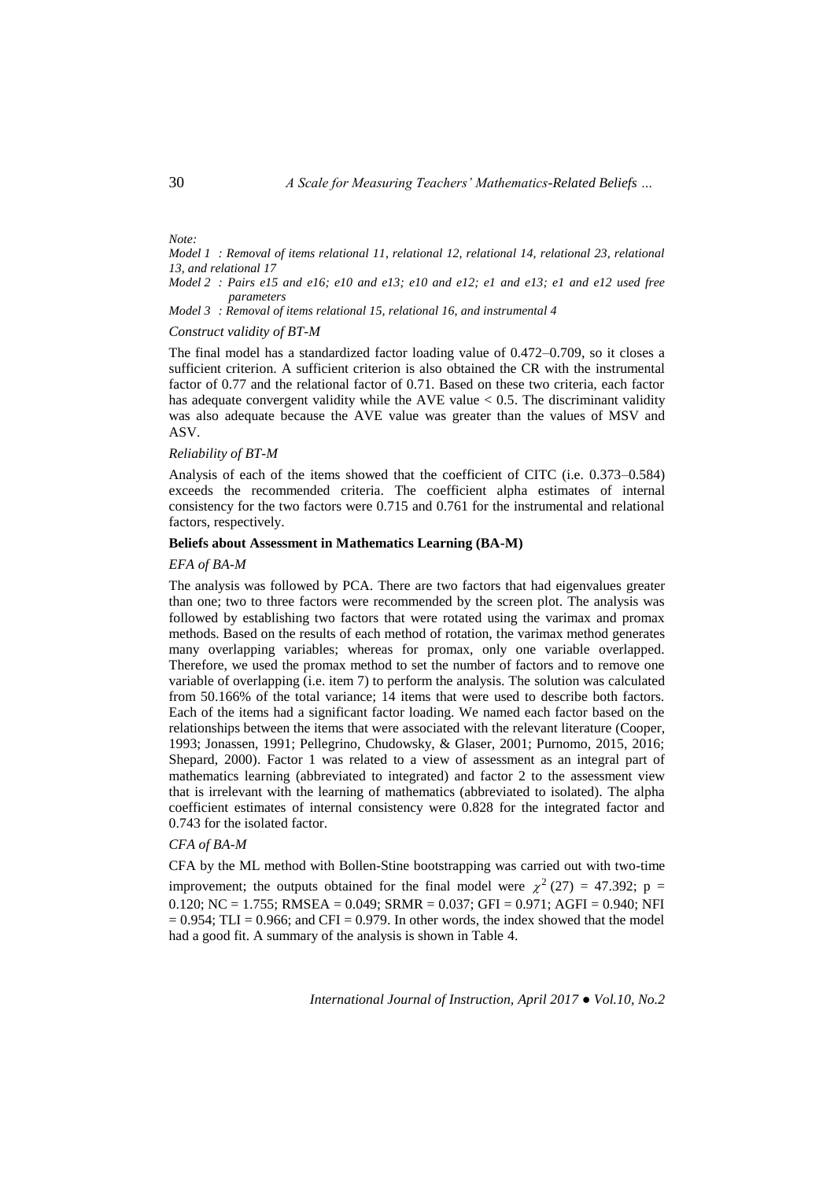*Note:*

*Model 1 : Removal of items relational 11, relational 12, relational 14, relational 23, relational 13, and relational 17*

*Model 2 : Pairs e15 and e16; e10 and e13; e10 and e12; e1 and e13; e1 and e12 used free parameters*

*Model 3 : Removal of items relational 15, relational 16, and instrumental 4*

*Construct validity of BT-M*

The final model has a standardized factor loading value of 0.472–0.709, so it closes a sufficient criterion. A sufficient criterion is also obtained the CR with the instrumental factor of 0.77 and the relational factor of 0.71. Based on these two criteria, each factor has adequate convergent validity while the AVE value < 0.5. The discriminant validity was also adequate because the AVE value was greater than the values of MSV and ASV.

*Reliability of BT-M*

Analysis of each of the items showed that the coefficient of CITC (i.e. 0.373–0.584) exceeds the recommended criteria. The coefficient alpha estimates of internal consistency for the two factors were 0.715 and 0.761 for the instrumental and relational factors, respectively.

**Beliefs about Assessment in Mathematics Learning (BA-M)**

*EFA of BA-M*

The analysis was followed by PCA. There are two factors that had eigenvalues greater than one; two to three factors were recommended by the screen plot. The analysis was followed by establishing two factors that were rotated using the varimax and promax methods. Based on the results of each method of rotation, the varimax method generates many overlapping variables; whereas for promax, only one variable overlapped. Therefore, we used the promax method to set the number of factors and to remove one variable of overlapping (i.e. item 7) to perform the analysis. The solution was calculated from 50.166% of the total variance; 14 items that were used to describe both factors. Each of the items had a significant factor loading. We named each factor based on the relationships between the items that were associated with the relevant literature (Cooper, 1993; Jonassen, 1991; Pellegrino, Chudowsky, & Glaser, 2001; Purnomo, 2015, 2016; Shepard, 2000). Factor 1 was related to a view of assessment as an integral part of mathematics learning (abbreviated to integrated) and factor 2 to the assessment view that is irrelevant with the learning of mathematics (abbreviated to isolated). The alpha coefficient estimates of internal consistency were 0.828 for the integrated factor and 0.743 for the isolated factor.

*CFA of BA-M*

CFA by the ML method with Bollen-Stine bootstrapping was carried out with two-time improvement; the outputs obtained for the final model were $\chi^2(27) = 47.392$; $p = 0.120$; NC = 1.755; RMSEA = 0.049; SRMR = 0.037; GFI = 0.971; AGFI = 0.940; NFI = 0.954; TLI = 0.966; and CFI = 0.979. In other words, the index showed that the model had a good fit. A summary of the analysis is shown in Table 4.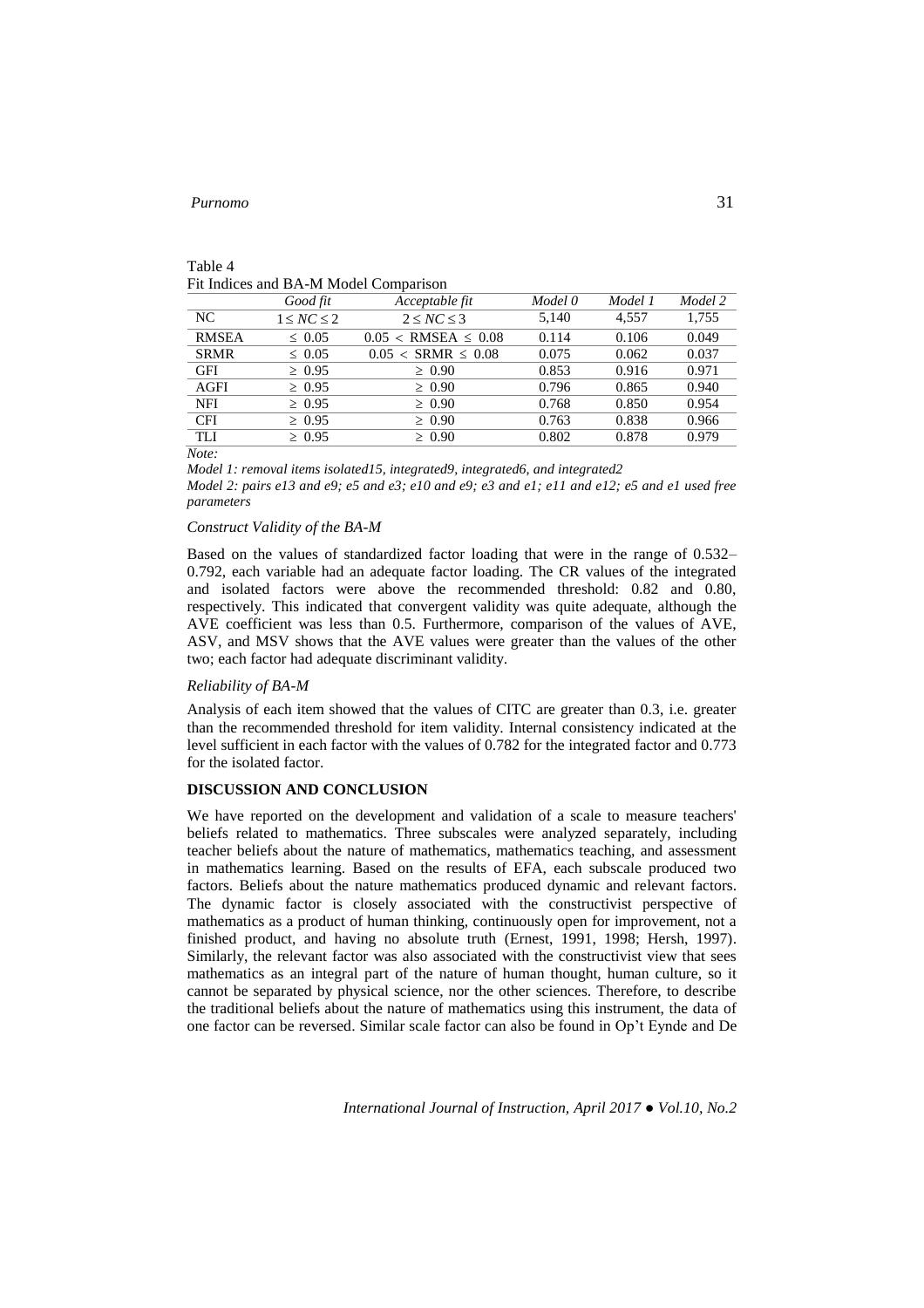Table 4
Fit Indices and BA-M Model Comparison

| | *Good fit* | *Acceptable fit* | *Model 0* | *Model 1* | *Model 2* |
|---|---|---|---|---|---|
| NC | $1 \leq NC \leq 2$ | $2 \leq NC \leq 3$ | 5,140 | 4,557 | 1,755 |
| RMSEA | $\leq 0.05$ | $0.05 < \text{RMSEA} \leq 0.08$ | 0.114 | 0.106 | 0.049 |
| SRMR | $\leq 0.05$ | $0.05 < \text{SRMR} \leq 0.08$ | 0.075 | 0.062 | 0.037 |
| GFI | $\geq 0.95$ | $\geq 0.90$ | 0.853 | 0.916 | 0.971 |
| AGFI | $\geq 0.95$ | $\geq 0.90$ | 0.796 | 0.865 | 0.940 |
| NFI | $\geq 0.95$ | $\geq 0.90$ | 0.768 | 0.850 | 0.954 |
| CFI | $\geq 0.95$ | $\geq 0.90$ | 0.763 | 0.838 | 0.966 |
| TLI | $\geq 0.95$ | $\geq 0.90$ | 0.802 | 0.878 | 0.979 |

*Note:*

*Model 1: removal items isolated15, integrated9, integrated6, and integrated2*

*Model 2: pairs e13 and e9; e5 and e3; e10 and e9; e3 and e1; e11 and e12; e5 and e1 used free parameters*

*Construct Validity of the BA-M*

Based on the values of standardized factor loading that were in the range of 0.532–0.792, each variable had an adequate factor loading. The CR values of the integrated and isolated factors were above the recommended threshold: 0.82 and 0.80, respectively. This indicated that convergent validity was quite adequate, although the AVE coefficient was less than 0.5. Furthermore, comparison of the values of AVE, ASV, and MSV shows that the AVE values were greater than the values of the other two; each factor had adequate discriminant validity.

*Reliability of BA-M*

Analysis of each item showed that the values of CITC are greater than 0.3, i.e. greater than the recommended threshold for item validity. Internal consistency indicated at the level sufficient in each factor with the values of 0.782 for the integrated factor and 0.773 for the isolated factor.

## DISCUSSION AND CONCLUSION

We have reported on the development and validation of a scale to measure teachers' beliefs related to mathematics. Three subscales were analyzed separately, including teacher beliefs about the nature of mathematics, mathematics teaching, and assessment in mathematics learning. Based on the results of EFA, each subscale produced two factors. Beliefs about the nature mathematics produced dynamic and relevant factors. The dynamic factor is closely associated with the constructivist perspective of mathematics as a product of human thinking, continuously open for improvement, not a finished product, and having no absolute truth (Ernest, 1991, 1998; Hersh, 1997). Similarly, the relevant factor was also associated with the constructivist view that sees mathematics as an integral part of the nature of human thought, human culture, so it cannot be separated by physical science, nor the other sciences. Therefore, to describe the traditional beliefs about the nature of mathematics using this instrument, the data of one factor can be reversed. Similar scale factor can also be found in Op't Eynde and De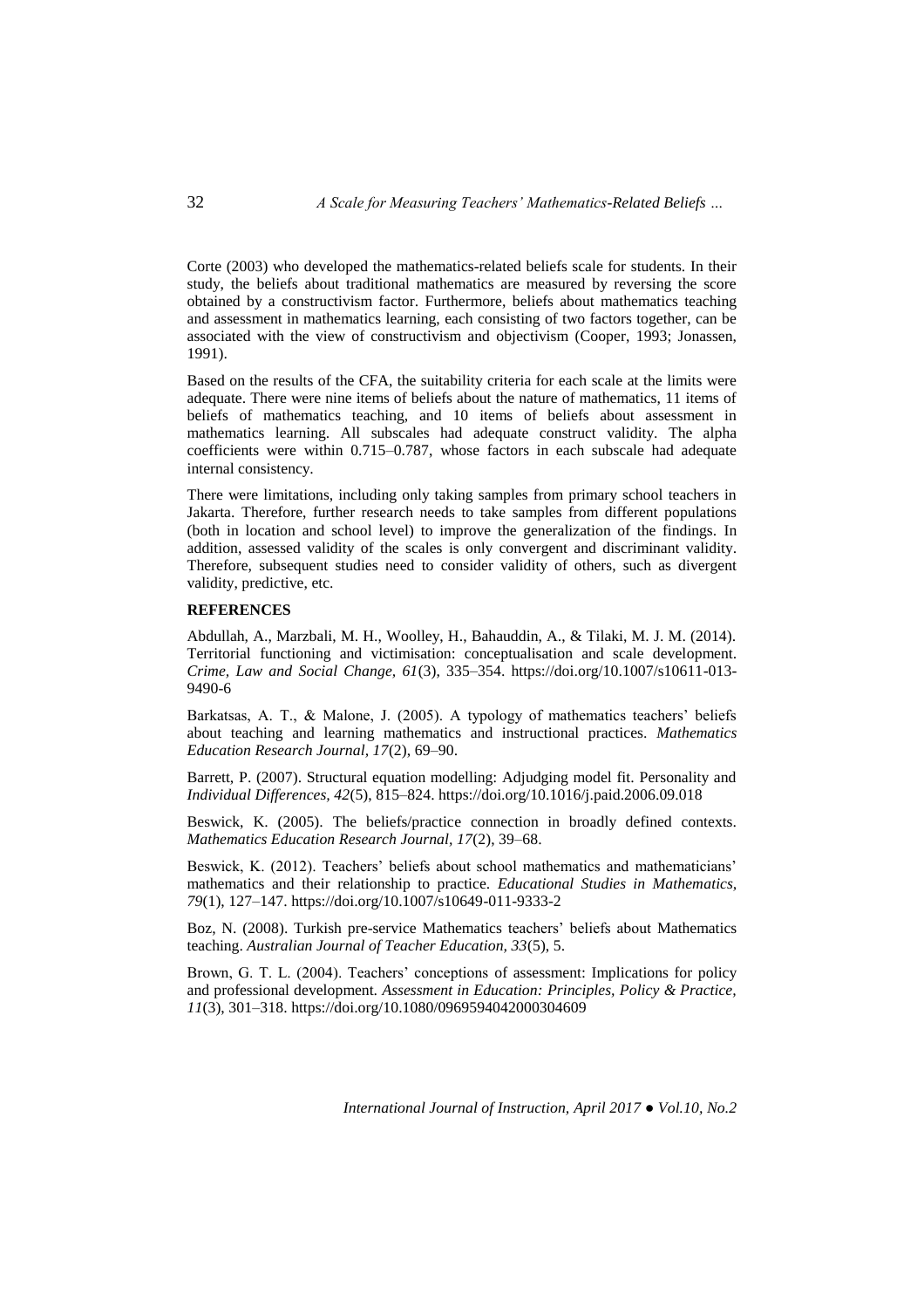Corte (2003) who developed the mathematics-related beliefs scale for students. In their study, the beliefs about traditional mathematics are measured by reversing the score obtained by a constructivism factor. Furthermore, beliefs about mathematics teaching and assessment in mathematics learning, each consisting of two factors together, can be associated with the view of constructivism and objectivism (Cooper, 1993; Jonassen, 1991).

Based on the results of the CFA, the suitability criteria for each scale at the limits were adequate. There were nine items of beliefs about the nature of mathematics, 11 items of beliefs of mathematics teaching, and 10 items of beliefs about assessment in mathematics learning. All subscales had adequate construct validity. The alpha coefficients were within 0.715–0.787, whose factors in each subscale had adequate internal consistency.

There were limitations, including only taking samples from primary school teachers in Jakarta. Therefore, further research needs to take samples from different populations (both in location and school level) to improve the generalization of the findings. In addition, assessed validity of the scales is only convergent and discriminant validity. Therefore, subsequent studies need to consider validity of others, such as divergent validity, predictive, etc.

## REFERENCES

Abdullah, A., Marzbali, M. H., Woolley, H., Bahauddin, A., & Tilaki, M. J. M. (2014). Territorial functioning and victimisation: conceptualisation and scale development. *Crime, Law and Social Change, 61*(3), 335–354. https://doi.org/10.1007/s10611-013-9490-6

Barkatsas, A. T., & Malone, J. (2005). A typology of mathematics teachers' beliefs about teaching and learning mathematics and instructional practices. *Mathematics Education Research Journal, 17*(2), 69–90.

Barrett, P. (2007). Structural equation modelling: Adjudging model fit. Personality and *Individual Differences, 42*(5), 815–824. https://doi.org/10.1016/j.paid.2006.09.018

Beswick, K. (2005). The beliefs/practice connection in broadly defined contexts. *Mathematics Education Research Journal*, *17*(2), 39–68.

Beswick, K. (2012). Teachers' beliefs about school mathematics and mathematicians' mathematics and their relationship to practice. *Educational Studies in Mathematics, 79*(1), 127–147. https://doi.org/10.1007/s10649-011-9333-2

Boz, N. (2008). Turkish pre-service Mathematics teachers' beliefs about Mathematics teaching. *Australian Journal of Teacher Education, 33*(5), 5.

Brown, G. T. L. (2004). Teachers' conceptions of assessment: Implications for policy and professional development. *Assessment in Education: Principles, Policy & Practice, 11*(3), 301–318. https://doi.org/10.1080/0969594042000304609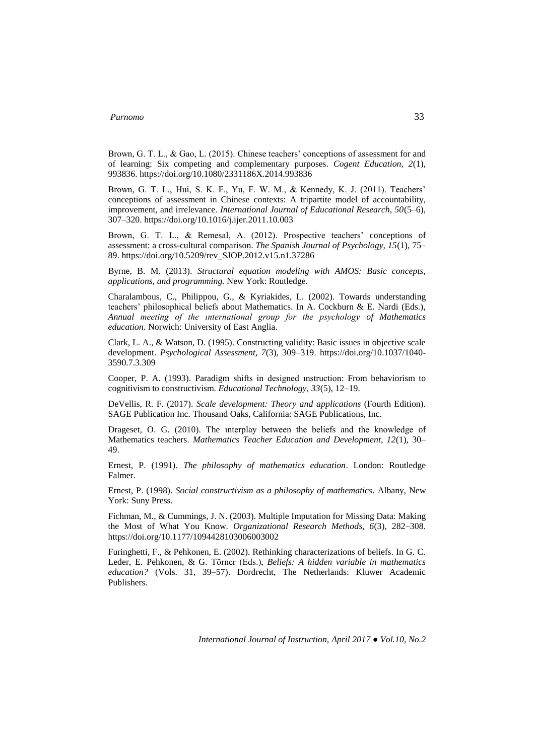Brown, G. T. L., & Gao, L. (2015). Chinese teachers' conceptions of assessment for and of learning: Six competing and complementary purposes. *Cogent Education, 2*(1), 993836. https://doi.org/10.1080/2331186X.2014.993836

Brown, G. T. L., Hui, S. K. F., Yu, F. W. M., & Kennedy, K. J. (2011). Teachers' conceptions of assessment in Chinese contexts: A tripartite model of accountability, improvement, and irrelevance. *International Journal of Educational Research, 50*(5–6), 307–320. https://doi.org/10.1016/j.ijer.2011.10.003

Brown, G. T. L., & Remesal, A. (2012). Prospective teachers' conceptions of assessment: a cross-cultural comparison. *The Spanish Journal of Psychology, 15*(1), 75–89. https://doi.org/10.5209/rev_SJOP.2012.v15.n1.37286

Byrne, B. M. (2013). *Structural equation modeling with AMOS: Basic concepts, applications, and programming.* New York: Routledge.

Charalambous, C., Philippou, G., & Kyriakides, L. (2002). Towards understanding teachers' philosophical beliefs about Mathematics. In A. Cockburn & E. Nardi (Eds.), *Annual meeting of the ınternational group for the psychology of Mathematics education*. Norwich: University of East Anglia.

Clark, L. A., & Watson, D. (1995). Constructing validity: Basic issues in objective scale development. *Psychological Assessment, 7*(3), 309–319. https://doi.org/10.1037/1040-3590.7.3.309

Cooper, P. A. (1993). Paradigm shifts in designed ınstruction: From behaviorism to cognitivism to constructivism. *Educational Technology, 33*(5), 12–19.

DeVellis, R. F. (2017). *Scale development: Theory and applications* (Fourth Edition). SAGE Publication Inc. Thousand Oaks, California: SAGE Publications, Inc.

Drageset, O. G. (2010). The ınterplay between the beliefs and the knowledge of Mathematics teachers. *Mathematics Teacher Education and Development, 12*(1), 30–49.

Ernest, P. (1991). *The philosophy of mathematics education*. London: Routledge Falmer.

Ernest, P. (1998). *Social constructivism as a philosophy of mathematics*. Albany, New York: Suny Press.

Fichman, M., & Cummings, J. N. (2003). Multiple Imputation for Missing Data: Making the Most of What You Know. *Organizational Research Methods, 6*(3), 282–308. https://doi.org/10.1177/1094428103006003002

Furinghetti, F., & Pehkonen, E. (2002). Rethinking characterizations of beliefs. In G. C. Leder, E. Pehkonen, & G. Törner (Eds.), *Beliefs: A hidden variable in mathematics education?* (Vols. 31, 39–57). Dordrecht, The Netherlands: Kluwer Academic Publishers.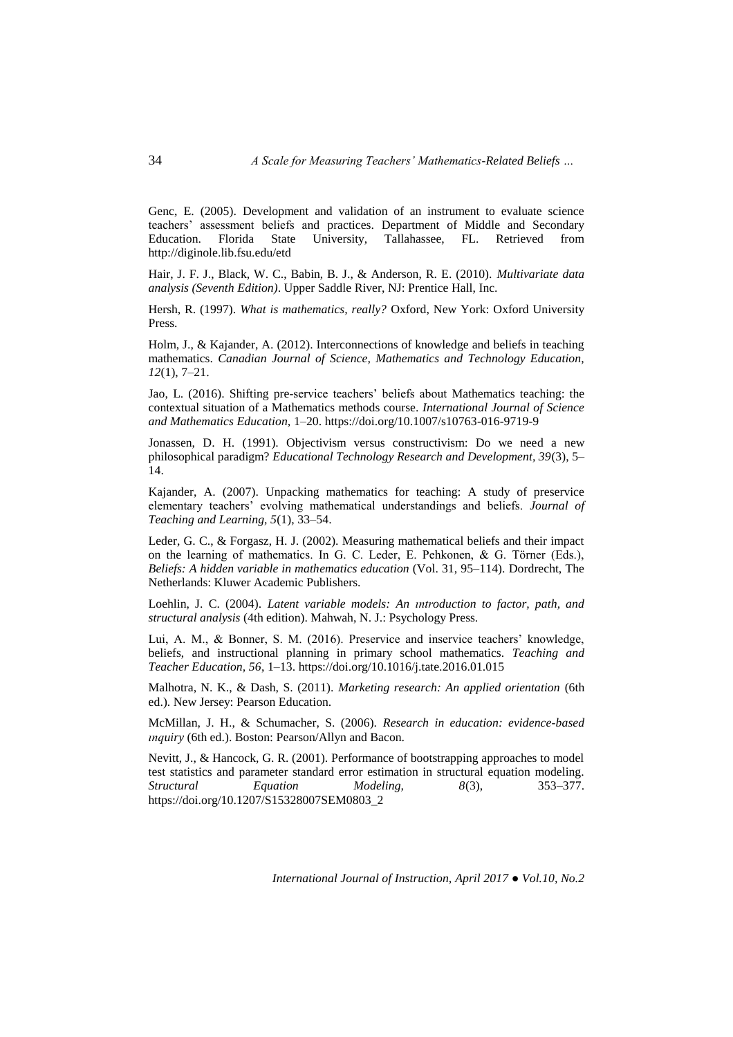Genc, E. (2005). Development and validation of an instrument to evaluate science teachers' assessment beliefs and practices. Department of Middle and Secondary Education. Florida State University, Tallahassee, FL. Retrieved from http://diginole.lib.fsu.edu/etd

Hair, J. F. J., Black, W. C., Babin, B. J., & Anderson, R. E. (2010). *Multivariate data analysis (Seventh Edition)*. Upper Saddle River, NJ: Prentice Hall, Inc.

Hersh, R. (1997). *What is mathematics, really?* Oxford, New York: Oxford University Press.

Holm, J., & Kajander, A. (2012). Interconnections of knowledge and beliefs in teaching mathematics. *Canadian Journal of Science, Mathematics and Technology Education, 12*(1), 7–21.

Jao, L. (2016). Shifting pre-service teachers' beliefs about Mathematics teaching: the contextual situation of a Mathematics methods course. *International Journal of Science and Mathematics Education*, 1–20. https://doi.org/10.1007/s10763-016-9719-9

Jonassen, D. H. (1991). Objectivism versus constructivism: Do we need a new philosophical paradigm? *Educational Technology Research and Development, 39*(3), 5–14.

Kajander, A. (2007). Unpacking mathematics for teaching: A study of preservice elementary teachers' evolving mathematical understandings and beliefs. *Journal of Teaching and Learning, 5*(1), 33–54.

Leder, G. C., & Forgasz, H. J. (2002). Measuring mathematical beliefs and their impact on the learning of mathematics. In G. C. Leder, E. Pehkonen, & G. Törner (Eds.), *Beliefs: A hidden variable in mathematics education* (Vol. 31, 95–114). Dordrecht, The Netherlands: Kluwer Academic Publishers.

Loehlin, J. C. (2004). *Latent variable models: An ıntroduction to factor, path, and structural analysis* (4th edition). Mahwah, N. J.: Psychology Press.

Lui, A. M., & Bonner, S. M. (2016). Preservice and inservice teachers' knowledge, beliefs, and instructional planning in primary school mathematics. *Teaching and Teacher Education, 56*, 1–13. https://doi.org/10.1016/j.tate.2016.01.015

Malhotra, N. K., & Dash, S. (2011). *Marketing research: An applied orientation* (6th ed.). New Jersey: Pearson Education.

McMillan, J. H., & Schumacher, S. (2006). *Research in education: evidence-based ınquiry* (6th ed.). Boston: Pearson/Allyn and Bacon.

Nevitt, J., & Hancock, G. R. (2001). Performance of bootstrapping approaches to model test statistics and parameter standard error estimation in structural equation modeling. *Structural Equation Modeling, 8*(3), 353–377. https://doi.org/10.1207/S15328007SEM0803_2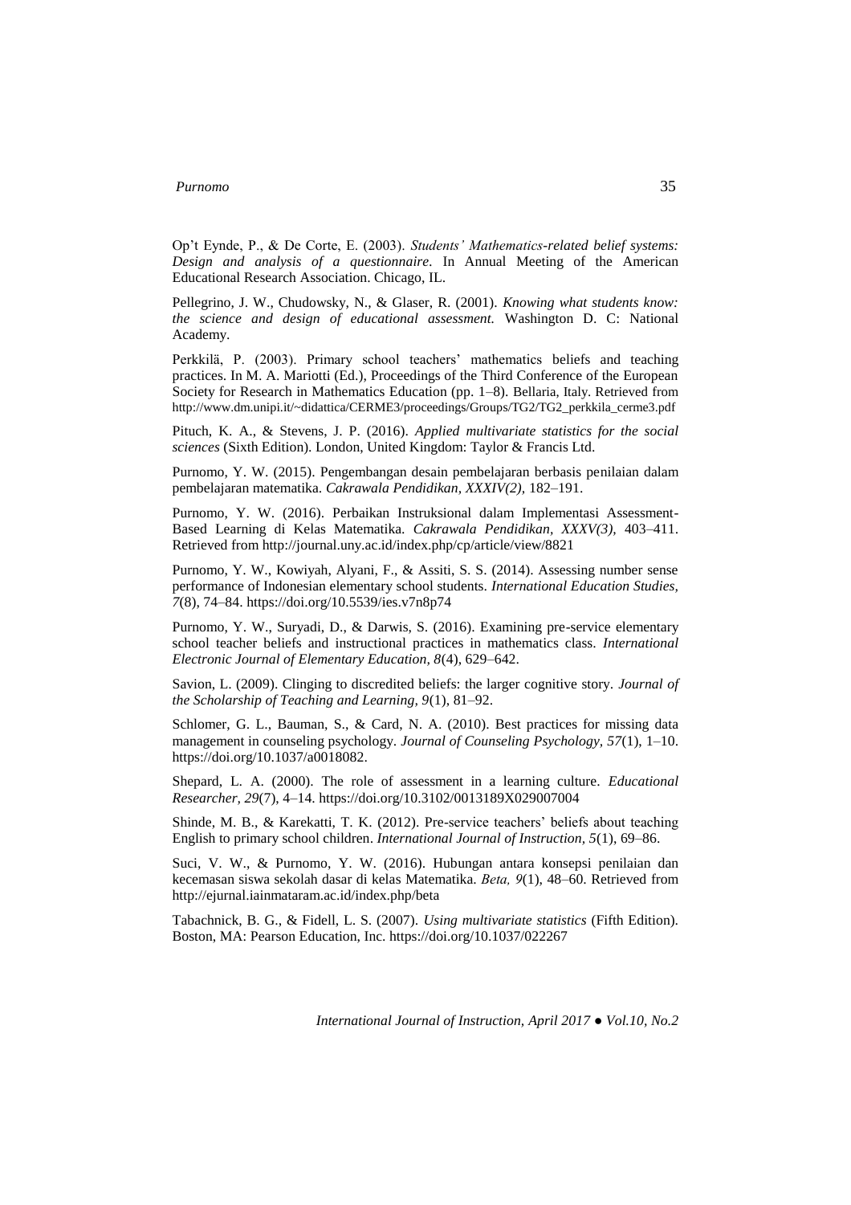Op't Eynde, P., & De Corte, E. (2003). *Students' Mathematics-related belief systems: Design and analysis of a questionnaire*. In Annual Meeting of the American Educational Research Association. Chicago, IL.

Pellegrino, J. W., Chudowsky, N., & Glaser, R. (2001). *Knowing what students know: the science and design of educational assessment.* Washington D. C: National Academy.

Perkkilä, P. (2003). Primary school teachers' mathematics beliefs and teaching practices. In M. A. Mariotti (Ed.), Proceedings of the Third Conference of the European Society for Research in Mathematics Education (pp. 1–8). Bellaria, Italy. Retrieved from http://www.dm.unipi.it/~didattica/CERME3/proceedings/Groups/TG2/TG2_perkkila_cerme3.pdf

Pituch, K. A., & Stevens, J. P. (2016). *Applied multivariate statistics for the social sciences* (Sixth Edition). London, United Kingdom: Taylor & Francis Ltd.

Purnomo, Y. W. (2015). Pengembangan desain pembelajaran berbasis penilaian dalam pembelajaran matematika. *Cakrawala Pendidikan, XXXIV(2)*, 182–191.

Purnomo, Y. W. (2016). Perbaikan Instruksional dalam Implementasi Assessment-Based Learning di Kelas Matematika. *Cakrawala Pendidikan*, *XXXV(3)*, 403–411. Retrieved from http://journal.uny.ac.id/index.php/cp/article/view/8821

Purnomo, Y. W., Kowiyah, Alyani, F., & Assiti, S. S. (2014). Assessing number sense performance of Indonesian elementary school students. *International Education Studies, 7*(8), 74–84. https://doi.org/10.5539/ies.v7n8p74

Purnomo, Y. W., Suryadi, D., & Darwis, S. (2016). Examining pre-service elementary school teacher beliefs and instructional practices in mathematics class. *International Electronic Journal of Elementary Education, 8*(4), 629–642.

Savion, L. (2009). Clinging to discredited beliefs: the larger cognitive story. *Journal of the Scholarship of Teaching and Learning, 9*(1), 81–92.

Schlomer, G. L., Bauman, S., & Card, N. A. (2010). Best practices for missing data management in counseling psychology. *Journal of Counseling Psychology, 57*(1), 1–10. https://doi.org/10.1037/a0018082.

Shepard, L. A. (2000). The role of assessment in a learning culture. *Educational Researcher, 29*(7), 4–14. https://doi.org/10.3102/0013189X029007004

Shinde, M. B., & Karekatti, T. K. (2012). Pre-service teachers' beliefs about teaching English to primary school children. *International Journal of Instruction, 5*(1), 69–86.

Suci, V. W., & Purnomo, Y. W. (2016). Hubungan antara konsepsi penilaian dan kecemasan siswa sekolah dasar di kelas Matematika. *Beta, 9*(1), 48–60. Retrieved from http://ejurnal.iainmataram.ac.id/index.php/beta

Tabachnick, B. G., & Fidell, L. S. (2007). *Using multivariate statistics* (Fifth Edition). Boston, MA: Pearson Education, Inc. https://doi.org/10.1037/022267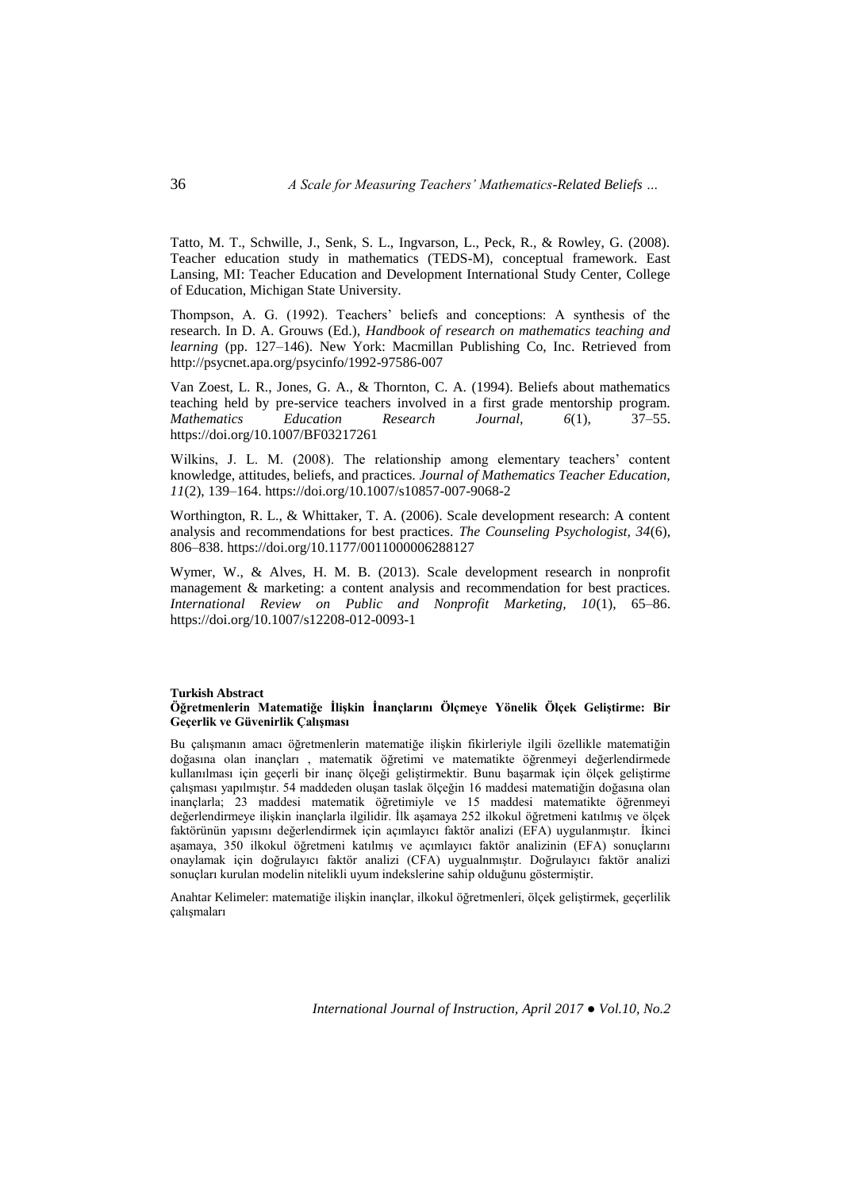Tatto, M. T., Schwille, J., Senk, S. L., Ingvarson, L., Peck, R., & Rowley, G. (2008). Teacher education study in mathematics (TEDS-M), conceptual framework. East Lansing, MI: Teacher Education and Development International Study Center, College of Education, Michigan State University.

Thompson, A. G. (1992). Teachers' beliefs and conceptions: A synthesis of the research. In D. A. Grouws (Ed.), *Handbook of research on mathematics teaching and learning* (pp. 127–146). New York: Macmillan Publishing Co, Inc. Retrieved from http://psycnet.apa.org/psycinfo/1992-97586-007

Van Zoest, L. R., Jones, G. A., & Thornton, C. A. (1994). Beliefs about mathematics teaching held by pre-service teachers involved in a first grade mentorship program. *Mathematics Education Research Journal, 6*(1), 37–55. https://doi.org/10.1007/BF03217261

Wilkins, J. L. M. (2008). The relationship among elementary teachers' content knowledge, attitudes, beliefs, and practices. *Journal of Mathematics Teacher Education, 11*(2), 139–164. https://doi.org/10.1007/s10857-007-9068-2

Worthington, R. L., & Whittaker, T. A. (2006). Scale development research: A content analysis and recommendations for best practices. *The Counseling Psychologist, 34*(6), 806–838. https://doi.org/10.1177/0011000006288127

Wymer, W., & Alves, H. M. B. (2013). Scale development research in nonprofit management & marketing: a content analysis and recommendation for best practices. *International Review on Public and Nonprofit Marketing, 10*(1), 65–86. https://doi.org/10.1007/s12208-012-0093-1

**Turkish Abstract**

**Öğretmenlerin Matematiğe İlişkin İnançlarını Ölçmeye Yönelik Ölçek Geliştirme: Bir Geçerlik ve Güvenirlik Çalışması**

Bu çalışmanın amacı öğretmenlerin matematiğe ilişkin fikirleriyle ilgili özellikle matematiğin doğasına olan inançları , matematik öğretimi ve matematikte öğrenmeyi değerlendirmede kullanılması için geçerli bir inanç ölçeği geliştirmektir. Bunu başarmak için ölçek geliştirme çalışması yapılmıştır. 54 maddeden oluşan taslak ölçeğin 16 maddesi matematiğin doğasına olan inançlarla; 23 maddesi matematik öğretimiyle ve 15 maddesi matematikte öğrenmeyi değerlendirmeye ilişkin inançlarla ilgilidir. İlk aşamaya 252 ilkokul öğretmeni katılmış ve ölçek faktörünün yapısını değerlendirmek için açımlayıcı faktör analizi (EFA) uygulanmıştır. İkinci aşamaya, 350 ilkokul öğretmeni katılmış ve açımlayıcı faktör analizinin (EFA) sonuçlarını onaylamak için doğrulayıcı faktör analizi (CFA) uygualnmıştır. Doğrulayıcı faktör analizi sonuçları kurulan modelin nitelikli uyum indekslerine sahip olduğunu göstermiştir.

Anahtar Kelimeler: matematiğe ilişkin inançlar, ilkokul öğretmenleri, ölçek geliştirmek, geçerlilik çalışmaları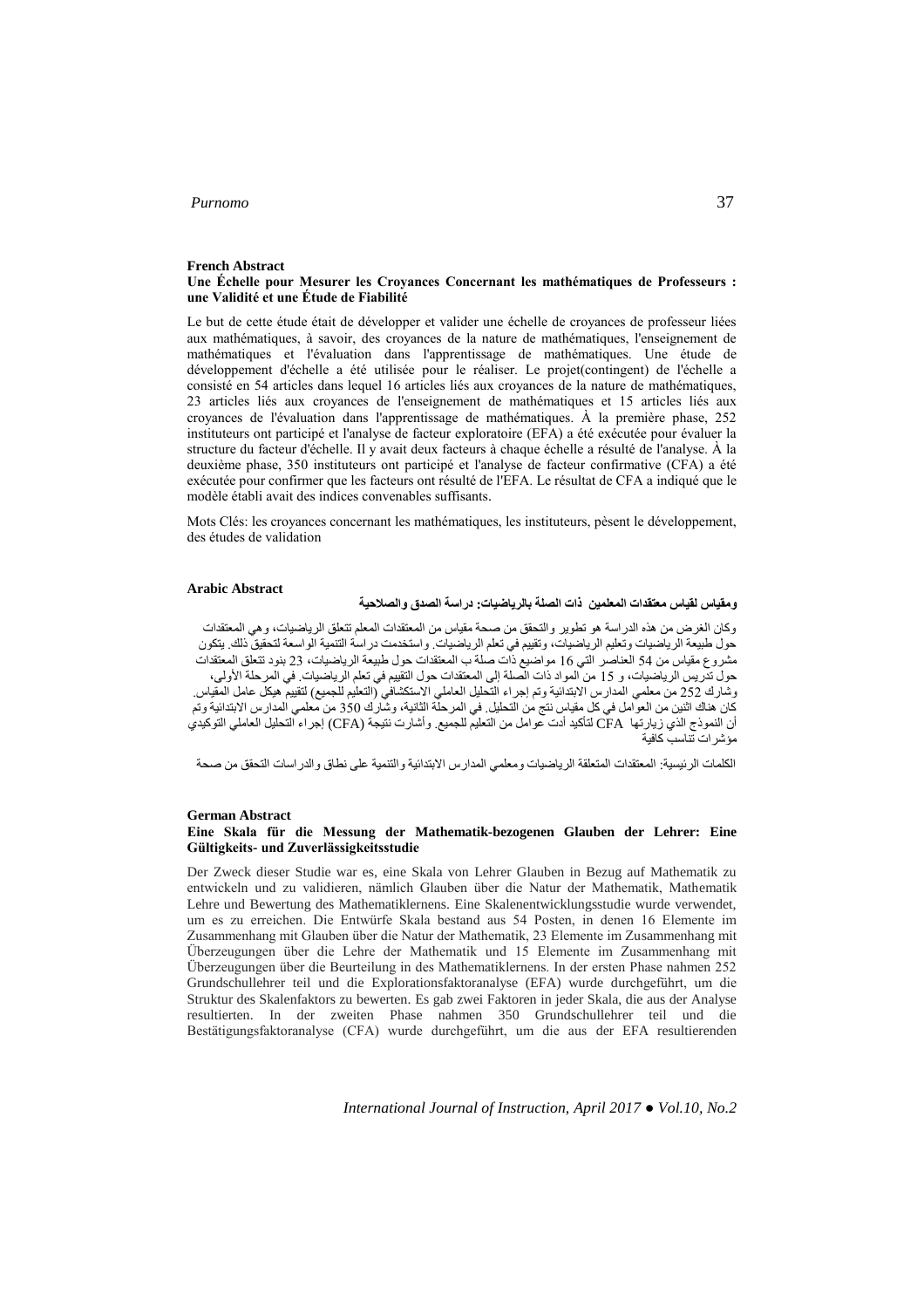**French Abstract**

**Une Échelle pour Mesurer les Croyances Concernant les mathématiques de Professeurs : une Validité et une Étude de Fiabilité**

Le but de cette étude était de développer et valider une échelle de croyances de professeur liées aux mathématiques, à savoir, des croyances de la nature de mathématiques, l'enseignement de mathématiques et l'évaluation dans l'apprentissage de mathématiques. Une étude de développement d'échelle a été utilisée pour le réaliser. Le projet(contingent) de l'échelle a consisté en 54 articles dans lequel 16 articles liés aux croyances de la nature de mathématiques, 23 articles liés aux croyances de l'enseignement de mathématiques et 15 articles liés aux croyances de l'évaluation dans l'apprentissage de mathématiques. À la première phase, 252 instituteurs ont participé et l'analyse de facteur exploratoire (EFA) a été exécutée pour évaluer la structure du facteur d'échelle. Il y avait deux facteurs à chaque échelle a résulté de l'analyse. À la deuxième phase, 350 instituteurs ont participé et l'analyse de facteur confirmative (CFA) a été exécutée pour confirmer que les facteurs ont résulté de l'EFA. Le résultat de CFA a indiqué que le modèle établi avait des indices convenables suffisants.

Mots Clés: les croyances concernant les mathématiques, les instituteurs, pèsent le développement, des études de validation

**Arabic Abstract**

**ومقياس لقياس معتقدات المعلمين ذات الصلة بالرياضيات: دراسة الصدق والصلاحية**

وكان الغرض من هذه الدراسة هو تطوير والتحقق من صحة مقياس من المعتقدات المعلم تتعلق الرياضيات، وهي المعتقدات حول طبيعة الرياضيات وتعليم الرياضيات، وتقييم في تعلم الرياضيات. واستخدمت دراسة التنمية الواسعة لتحقيق ذلك. يتكون مشروع مقياس من 54 العناصر التي 16 مواضيع ذات صلة ب المعتقدات حول طبيعة الرياضيات، 23 بنود تتعلق المعتقدات حول تدريس الرياضيات، و 15 من المواد ذات الصلة إلى المعتقدات حول التقييم في تعلم الرياضيات. في المرحلة الأولى، وشارك 252 من معلمي المدارس الابتدائية وتم إجراء التحليل العاملي الاستكشافي (التعليم للجميع) لتقييم هيكل عامل المقياس. كان هناك اثنين من العوامل في كل مقياس نتج من التحليل. في المرحلة الثانية، وشارك 350 من معلمي المدارس الابتدائية وتم إجراء التحليل العاملي التوكيدي (CFA) لتأكيد أدت عوامل من التعليم للجميع. وأشارت نتيجة CFA أن النموذج الذي زيارتها مؤشرات تناسب كافية

الكلمات الرئيسية: المعتقدات المتعلقة الرياضيات ومعلمي المدارس الابتدائية والتنمية على نطاق والدراسات التحقق من صحة

**German Abstract**

**Eine Skala für die Messung der Mathematik-bezogenen Glauben der Lehrer: Eine Gültigkeits- und Zuverlässigkeitsstudie**

Der Zweck dieser Studie war es, eine Skala von Lehrer Glauben in Bezug auf Mathematik zu entwickeln und zu validieren, nämlich Glauben über die Natur der Mathematik, Mathematik Lehre und Bewertung des Mathematiklernens. Eine Skalenentwicklungsstudie wurde verwendet, um es zu erreichen. Die Entwürfe Skala bestand aus 54 Posten, in denen 16 Elemente im Zusammenhang mit Glauben über die Natur der Mathematik, 23 Elemente im Zusammenhang mit Überzeugungen über die Lehre der Mathematik und 15 Elemente im Zusammenhang mit Überzeugungen über die Beurteilung in des Mathematiklernens. In der ersten Phase nahmen 252 Grundschullehrer teil und die Explorationsfaktoranalyse (EFA) wurde durchgeführt, um die Struktur des Skalenfaktors zu bewerten. Es gab zwei Faktoren in jeder Skala, die aus der Analyse resultierten. In der zweiten Phase nahmen 350 Grundschullehrer teil und die Bestätigungsfaktoranalyse (CFA) wurde durchgeführt, um die aus der EFA resultierenden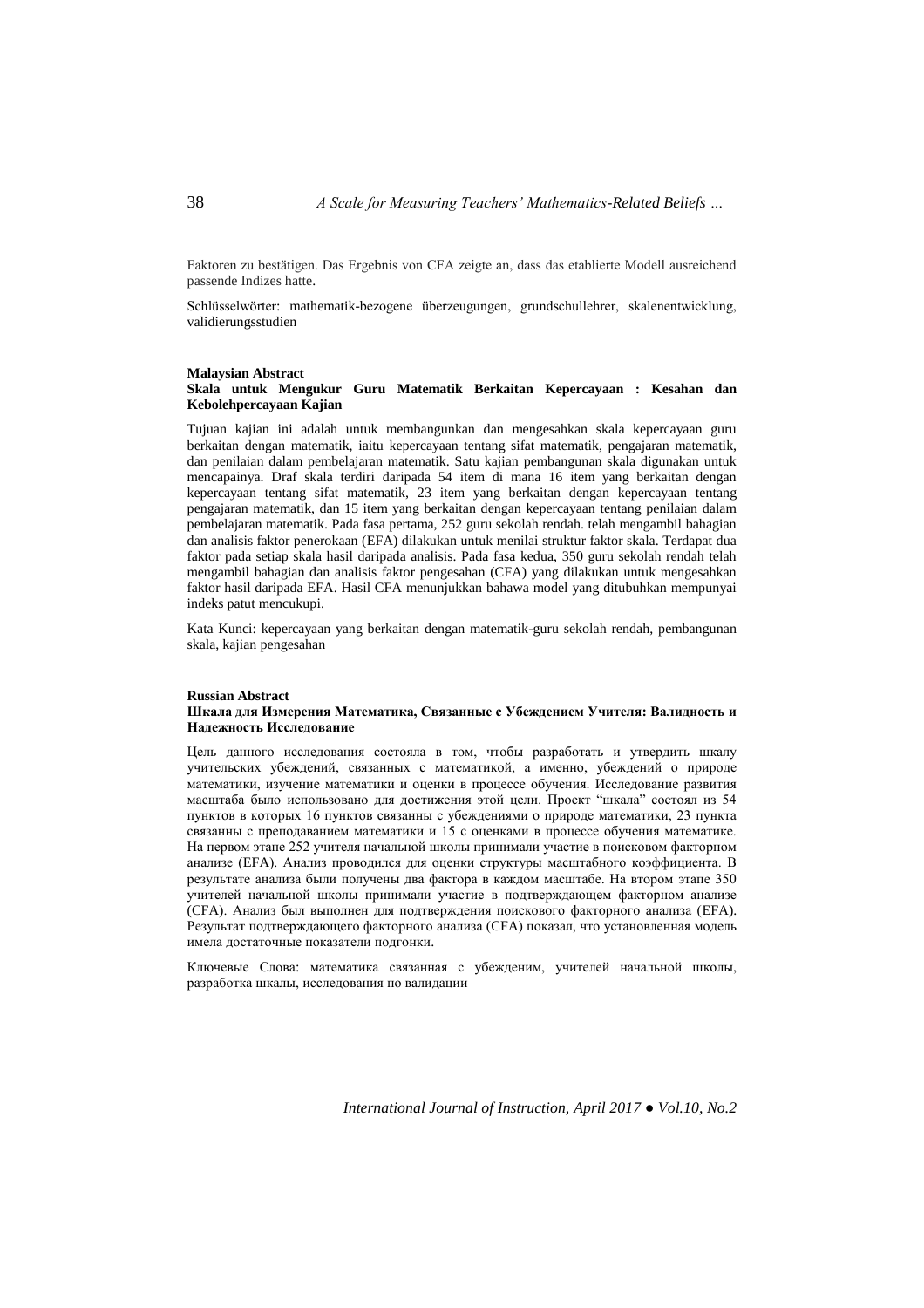Faktoren zu bestätigen. Das Ergebnis von CFA zeigte an, dass das etablierte Modell ausreichend passende Indizes hatte.

Schlüsselwörter: mathematik-bezogene überzeugungen, grundschullehrer, skalenentwicklung, validierungsstudien

**Malaysian Abstract**
**Skala untuk Mengukur Guru Matematik Berkaitan Kepercayaan : Kesahan dan Kebolehpercayaan Kajian**

Tujuan kajian ini adalah untuk membangunkan dan mengesahkan skala kepercayaan guru berkaitan dengan matematik, iaitu kepercayaan tentang sifat matematik, pengajaran matematik, dan penilaian dalam pembelajaran matematik. Satu kajian pembangunan skala digunakan untuk mencapainya. Draf skala terdiri daripada 54 item di mana 16 item yang berkaitan dengan kepercayaan tentang sifat matematik, 23 item yang berkaitan dengan kepercayaan tentang pengajaran matematik, dan 15 item yang berkaitan dengan kepercayaan tentang penilaian dalam pembelajaran matematik. Pada fasa pertama, 252 guru sekolah rendah. telah mengambil bahagian dan analisis faktor penerokaan (EFA) dilakukan untuk menilai struktur faktor skala. Terdapat dua faktor pada setiap skala hasil daripada analisis. Pada fasa kedua, 350 guru sekolah rendah telah mengambil bahagian dan analisis faktor pengesahan (CFA) yang dilakukan untuk mengesahkan faktor hasil daripada EFA. Hasil CFA menunjukkan bahawa model yang ditubuhkan mempunyai indeks patut mencukupi.

Kata Kunci: kepercayaan yang berkaitan dengan matematik-guru sekolah rendah, pembangunan skala, kajian pengesahan

**Russian Abstract**
**Шкала для Измерения Математика, Связанные с Убеждением Учителя: Валидность и Надежность Исследование**

Цель данного исследования состояла в том, чтобы разработать и утвердить шкалу учительских убеждений, связанных с математикой, а именно, убеждений о природе математики, изучение математики и оценки в процессе обучения. Исследование развития масштаба было использовано для достижения этой цели. Проект "шкала" состоял из 54 пунктов в которых 16 пунктов связанны с убеждениями о природе математики, 23 пункта связанны с преподаванием математики и 15 с оценками в процессе обучения математике. На первом этапе 252 учителя начальной школы принимали участие в поисковом факторном анализе (EFA). Анализ проводился для оценки структуры масштабного коэффициента. В результате анализа были получены два фактора в каждом масштабе. На втором этапе 350 учителей начальной школы принимали участие в подтверждающем факторном анализе (CFA). Анализ был выполнен для подтверждения поискового факторного анализа (EFA). Результат подтверждающего факторного анализа (CFA) показал, что установленная модель имела достаточные показатели подгонки.

Ключевые Слова: математика связанная с убеждением, учителей начальной школы, разработка шкалы, исследования по валидации